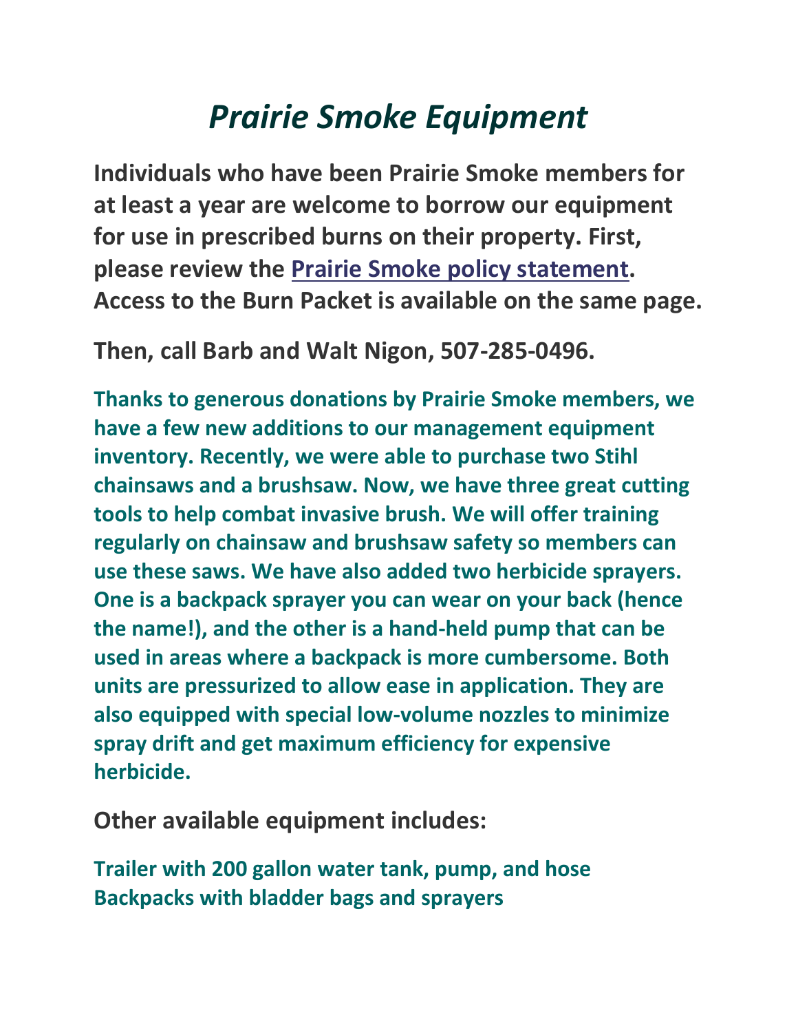# *Prairie Smoke Equipment*

**Individuals who have been Prairie Smoke members for at least a year are welcome to borrow our equipment for use in prescribed burns on their property. First, please review the Prairie Smoke policy statement. Access to the Burn Packet is available on the same page.**

**Then, call Barb and Walt Nigon, 507-285-0496.**

**Thanks to generous donations by Prairie Smoke members, we have a few new additions to our management equipment inventory. Recently, we were able to purchase two Stihl chainsaws and a brushsaw. Now, we have three great cutting tools to help combat invasive brush. We will offer training regularly on chainsaw and brushsaw safety so members can use these saws. We have also added two herbicide sprayers. One is a backpack sprayer you can wear on your back (hence the name!), and the other is a hand-held pump that can be used in areas where a backpack is more cumbersome. Both units are pressurized to allow ease in application. They are also equipped with special low-volume nozzles to minimize spray drift and get maximum efficiency for expensive herbicide.**

**Other available equipment includes:**

**Trailer with 200 gallon water tank, pump, and hose**
**Backpacks with bladder bags and sprayers**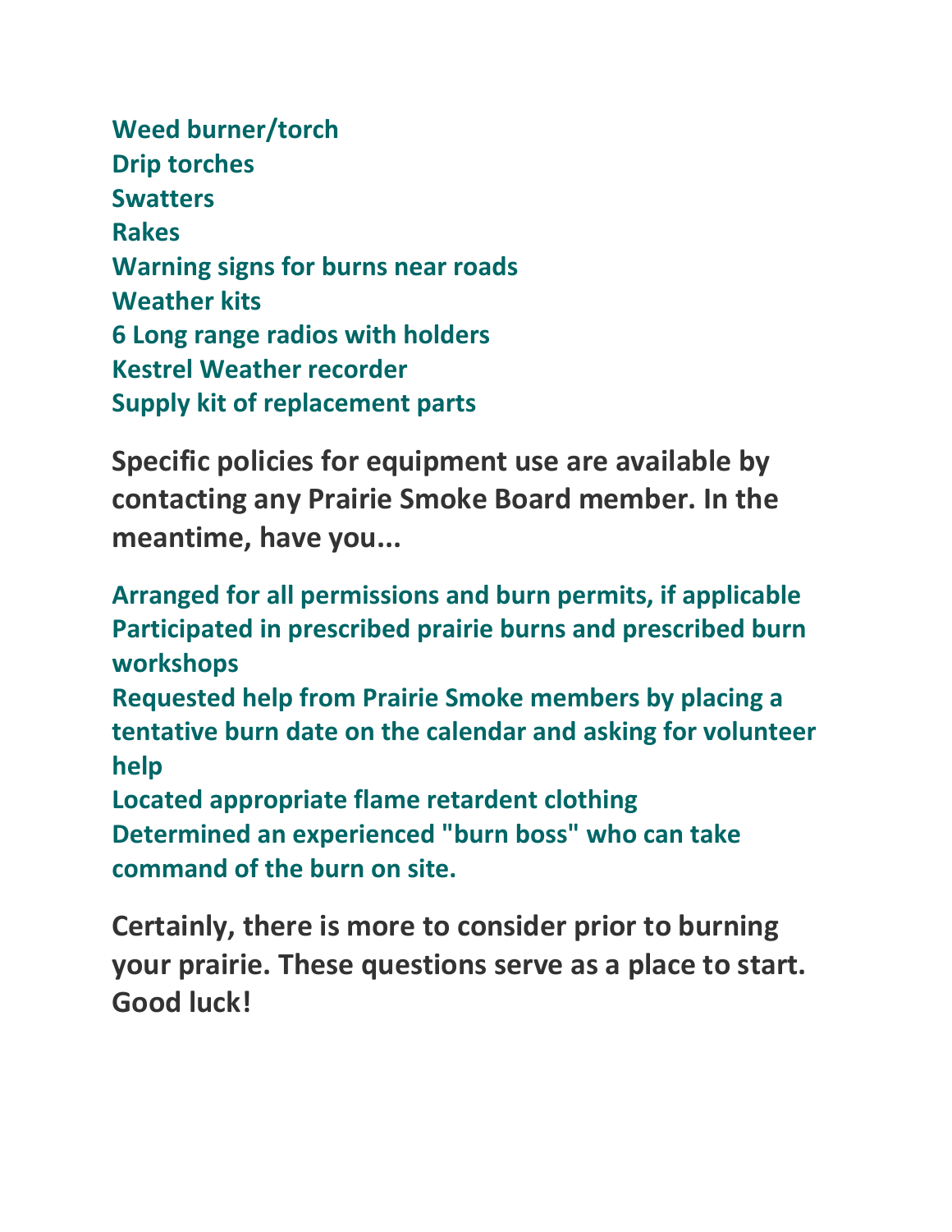**Weed burner/torch**
**Drip torches**
**Swatters**
**Rakes**
**Warning signs for burns near roads**
**Weather kits**
**6 Long range radios with holders**
**Kestrel Weather recorder**
**Supply kit of replacement parts**

**Specific policies for equipment use are available by contacting any Prairie Smoke Board member. In the meantime, have you...**

**Arranged for all permissions and burn permits, if applicable**
**Participated in prescribed prairie burns and prescribed burn workshops**
**Requested help from Prairie Smoke members by placing a tentative burn date on the calendar and asking for volunteer help**
**Located appropriate flame retardent clothing**
**Determined an experienced "burn boss" who can take command of the burn on site.**

**Certainly, there is more to consider prior to burning your prairie. These questions serve as a place to start. Good luck!**